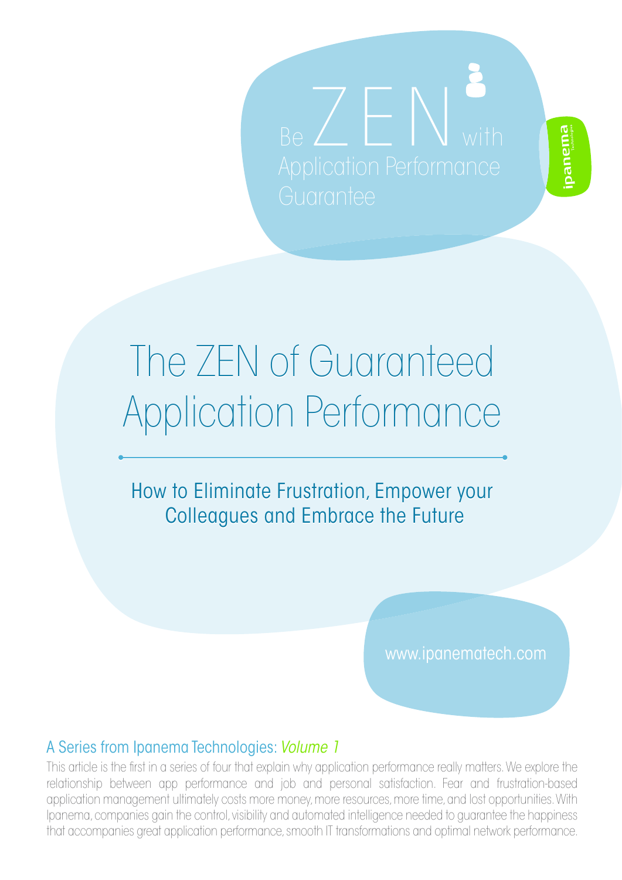Be ZEN with Application Performance Guarantee

ipanema Technologies

# The ZEN of Guaranteed Application Performance

## How to Eliminate Frustration, Empower your Colleagues and Embrace the Future

www.ipanematech.com

### A Series from Ipanema Technologies: *Volume 1*

This article is the first in a series of four that explain why application performance really matters. We explore the relationship between app performance and job and personal satisfaction. Fear and frustration-based application management ultimately costs more money, more resources, more time, and lost opportunities. With Ipanema, companies gain the control, visibility and automated intelligence needed to guarantee the happiness that accompanies great application performance, smooth IT transformations and optimal network performance.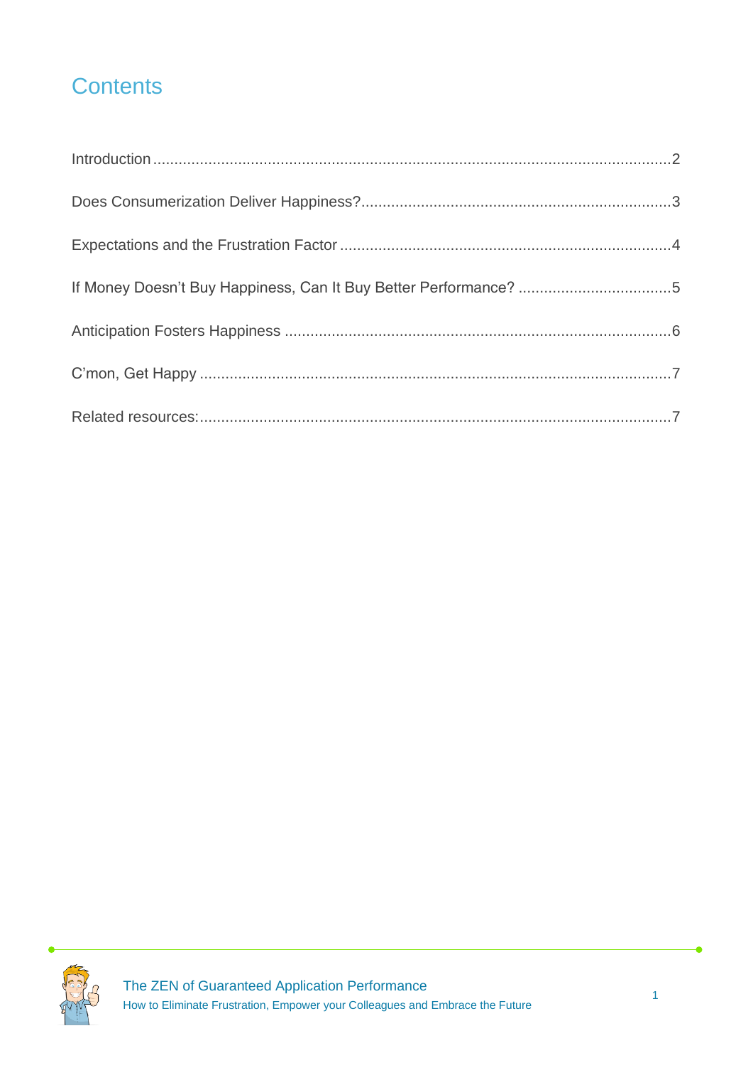# Contents

Introduction ........................................................................................................................2

Does Consumerization Deliver Happiness?........................................................................3

Expectations and the Frustration Factor .............................................................................4

If Money Doesn't Buy Happiness, Can It Buy Better Performance? ...................................5

Anticipation Fosters Happiness .........................................................................................6

C'mon, Get Happy ..............................................................................................................7

Related resources:..............................................................................................................7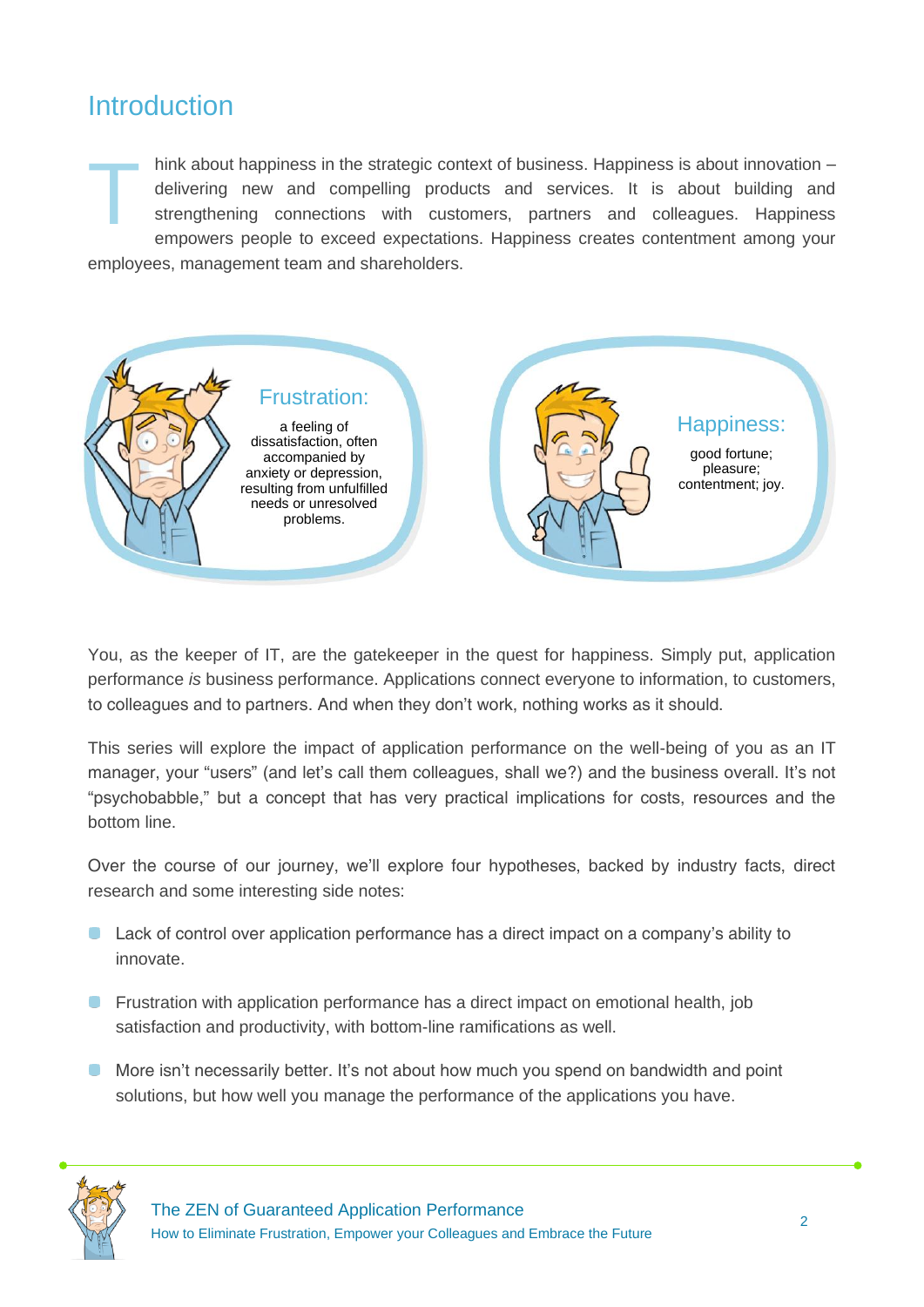## Introduction

Think about happiness in the strategic context of business. Happiness is about innovation – delivering new and compelling products and services. It is about building and strengthening connections with customers, partners and colleagues. Happiness empowers people to exceed expectations. Happiness creates contentment among your employees, management team and shareholders.

**Frustration:** a feeling of dissatisfaction, often accompanied by anxiety or depression, resulting from unfulfilled needs or unresolved problems.

**Happiness:** good fortune; pleasure; contentment; joy.

You, as the keeper of IT, are the gatekeeper in the quest for happiness. Simply put, application performance *is* business performance. Applications connect everyone to information, to customers, to colleagues and to partners. And when they don't work, nothing works as it should.

This series will explore the impact of application performance on the well-being of you as an IT manager, your "users" (and let's call them colleagues, shall we?) and the business overall. It's not "psychobabble," but a concept that has very practical implications for costs, resources and the bottom line.

Over the course of our journey, we'll explore four hypotheses, backed by industry facts, direct research and some interesting side notes:

- Lack of control over application performance has a direct impact on a company's ability to innovate.
- Frustration with application performance has a direct impact on emotional health, job satisfaction and productivity, with bottom-line ramifications as well.
- More isn't necessarily better. It's not about how much you spend on bandwidth and point solutions, but how well you manage the performance of the applications you have.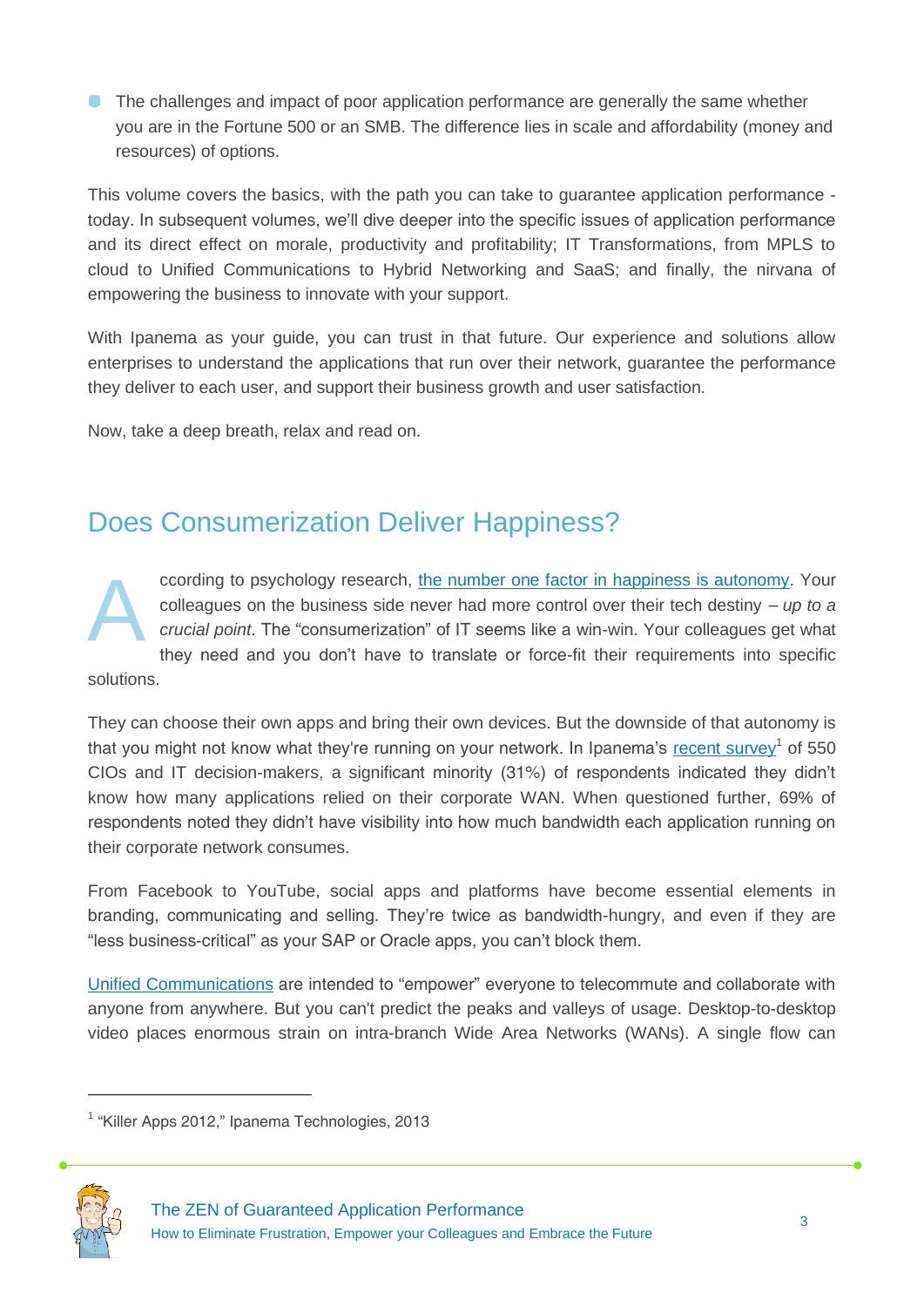- The challenges and impact of poor application performance are generally the same whether you are in the Fortune 500 or an SMB. The difference lies in scale and affordability (money and resources) of options.

This volume covers the basics, with the path you can take to guarantee application performance - today. In subsequent volumes, we'll dive deeper into the specific issues of application performance and its direct effect on morale, productivity and profitability; IT Transformations, from MPLS to cloud to Unified Communications to Hybrid Networking and SaaS; and finally, the nirvana of empowering the business to innovate with your support.

With Ipanema as your guide, you can trust in that future. Our experience and solutions allow enterprises to understand the applications that run over their network, guarantee the performance they deliver to each user, and support their business growth and user satisfaction.

Now, take a deep breath, relax and read on.

## Does Consumerization Deliver Happiness?

According to psychology research, the number one factor in happiness is autonomy. Your colleagues on the business side never had more control over their tech destiny – *up to a crucial point*. The "consumerization" of IT seems like a win-win. Your colleagues get what they need and you don't have to translate or force-fit their requirements into specific solutions.

They can choose their own apps and bring their own devices. But the downside of that autonomy is that you might not know what they're running on your network. In Ipanema's recent survey[1] of 550 CIOs and IT decision-makers, a significant minority (31%) of respondents indicated they didn't know how many applications relied on their corporate WAN. When questioned further, 69% of respondents noted they didn't have visibility into how much bandwidth each application running on their corporate network consumes.

From Facebook to YouTube, social apps and platforms have become essential elements in branding, communicating and selling. They're twice as bandwidth-hungry, and even if they are "less business-critical" as your SAP or Oracle apps, you can't block them.

Unified Communications are intended to "empower" everyone to telecommute and collaborate with anyone from anywhere. But you can't predict the peaks and valleys of usage. Desktop-to-desktop video places enormous strain on intra-branch Wide Area Networks (WANs). A single flow can

[1] "Killer Apps 2012," Ipanema Technologies, 2013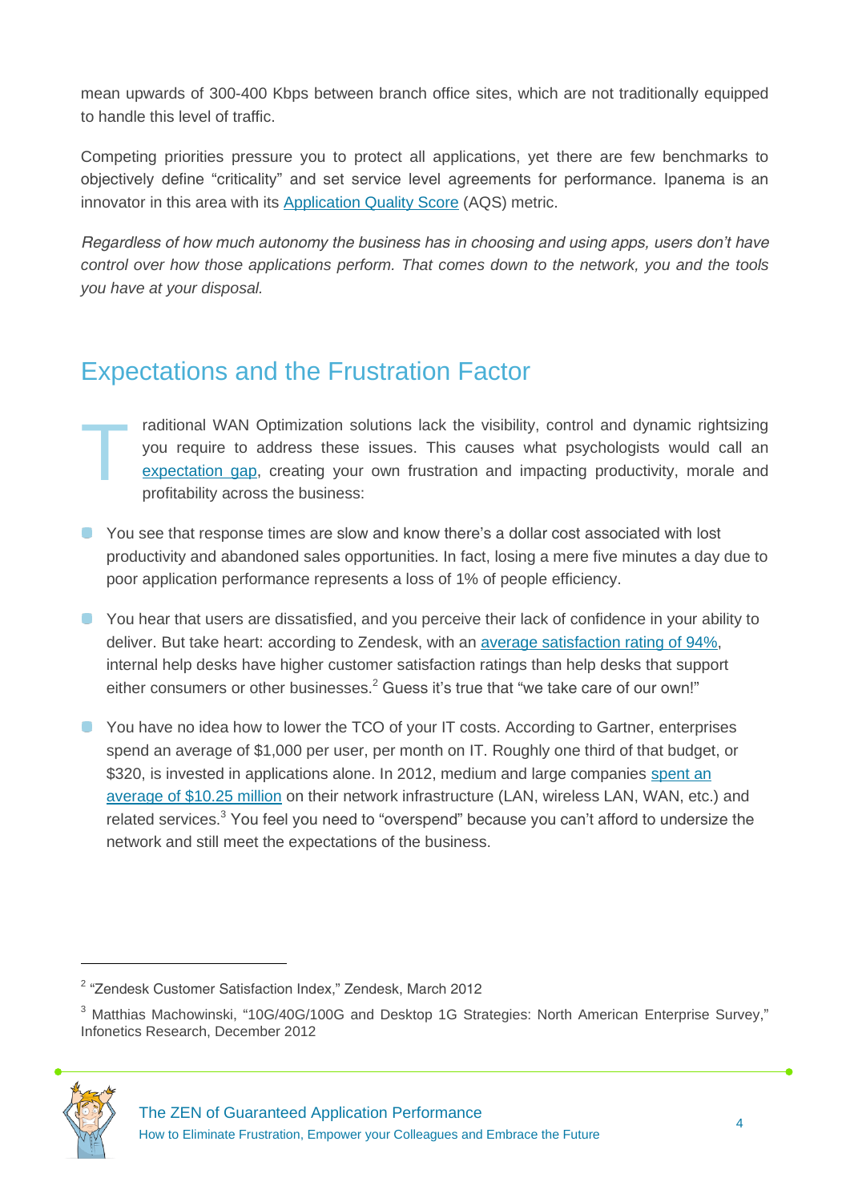mean upwards of 300-400 Kbps between branch office sites, which are not traditionally equipped to handle this level of traffic.

Competing priorities pressure you to protect all applications, yet there are few benchmarks to objectively define "criticality" and set service level agreements for performance. Ipanema is an innovator in this area with its Application Quality Score (AQS) metric.

*Regardless of how much autonomy the business has in choosing and using apps, users don't have control over how those applications perform. That comes down to the network, you and the tools you have at your disposal.*

## Expectations and the Frustration Factor

Traditional WAN Optimization solutions lack the visibility, control and dynamic rightsizing you require to address these issues. This causes what psychologists would call an expectation gap, creating your own frustration and impacting productivity, morale and profitability across the business:

- You see that response times are slow and know there's a dollar cost associated with lost productivity and abandoned sales opportunities. In fact, losing a mere five minutes a day due to poor application performance represents a loss of 1% of people efficiency.
- You hear that users are dissatisfied, and you perceive their lack of confidence in your ability to deliver. But take heart: according to Zendesk, with an average satisfaction rating of 94%, internal help desks have higher customer satisfaction ratings than help desks that support either consumers or other businesses.[2] Guess it's true that "we take care of our own!"
- You have no idea how to lower the TCO of your IT costs. According to Gartner, enterprises spend an average of $1,000 per user, per month on IT. Roughly one third of that budget, or $320, is invested in applications alone. In 2012, medium and large companies spent an average of $10.25 million on their network infrastructure (LAN, wireless LAN, WAN, etc.) and related services.[3] You feel you need to "overspend" because you can't afford to undersize the network and still meet the expectations of the business.

---

[2] "Zendesk Customer Satisfaction Index," Zendesk, March 2012

[3] Matthias Machowinski, "10G/40G/100G and Desktop 1G Strategies: North American Enterprise Survey," Infonetics Research, December 2012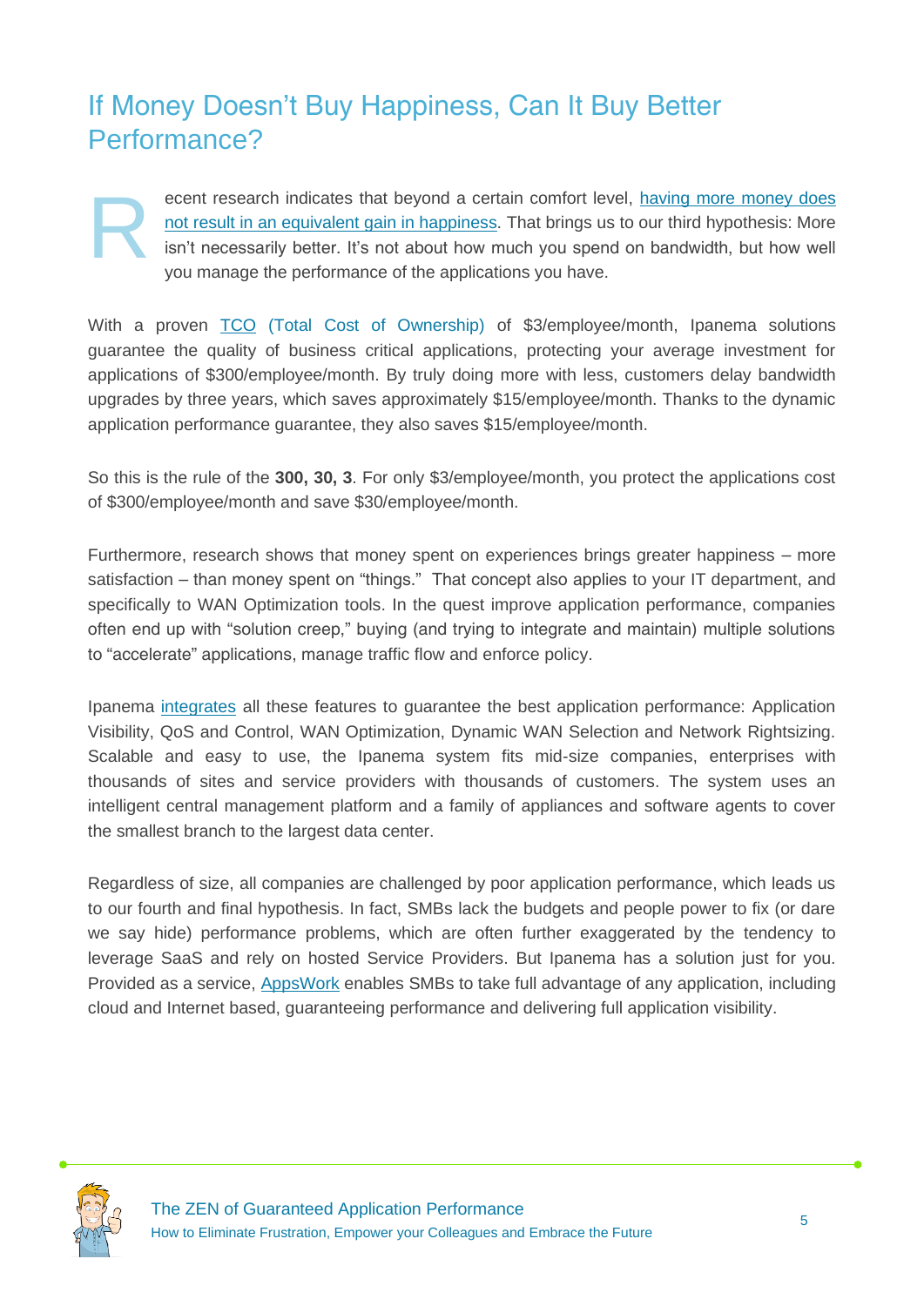# If Money Doesn't Buy Happiness, Can It Buy Better Performance?

Recent research indicates that beyond a certain comfort level, having more money does not result in an equivalent gain in happiness. That brings us to our third hypothesis: More isn't necessarily better. It's not about how much you spend on bandwidth, but how well you manage the performance of the applications you have.

With a proven TCO (Total Cost of Ownership) of $3/employee/month, Ipanema solutions guarantee the quality of business critical applications, protecting your average investment for applications of $300/employee/month. By truly doing more with less, customers delay bandwidth upgrades by three years, which saves approximately $15/employee/month. Thanks to the dynamic application performance guarantee, they also saves $15/employee/month.

So this is the rule of the **300, 30, 3**. For only $3/employee/month, you protect the applications cost of $300/employee/month and save $30/employee/month.

Furthermore, research shows that money spent on experiences brings greater happiness – more satisfaction – than money spent on "things." That concept also applies to your IT department, and specifically to WAN Optimization tools. In the quest improve application performance, companies often end up with "solution creep," buying (and trying to integrate and maintain) multiple solutions to "accelerate" applications, manage traffic flow and enforce policy.

Ipanema integrates all these features to guarantee the best application performance: Application Visibility, QoS and Control, WAN Optimization, Dynamic WAN Selection and Network Rightsizing. Scalable and easy to use, the Ipanema system fits mid-size companies, enterprises with thousands of sites and service providers with thousands of customers. The system uses an intelligent central management platform and a family of appliances and software agents to cover the smallest branch to the largest data center.

Regardless of size, all companies are challenged by poor application performance, which leads us to our fourth and final hypothesis. In fact, SMBs lack the budgets and people power to fix (or dare we say hide) performance problems, which are often further exaggerated by the tendency to leverage SaaS and rely on hosted Service Providers. But Ipanema has a solution just for you. Provided as a service, AppsWork enables SMBs to take full advantage of any application, including cloud and Internet based, guaranteeing performance and delivering full application visibility.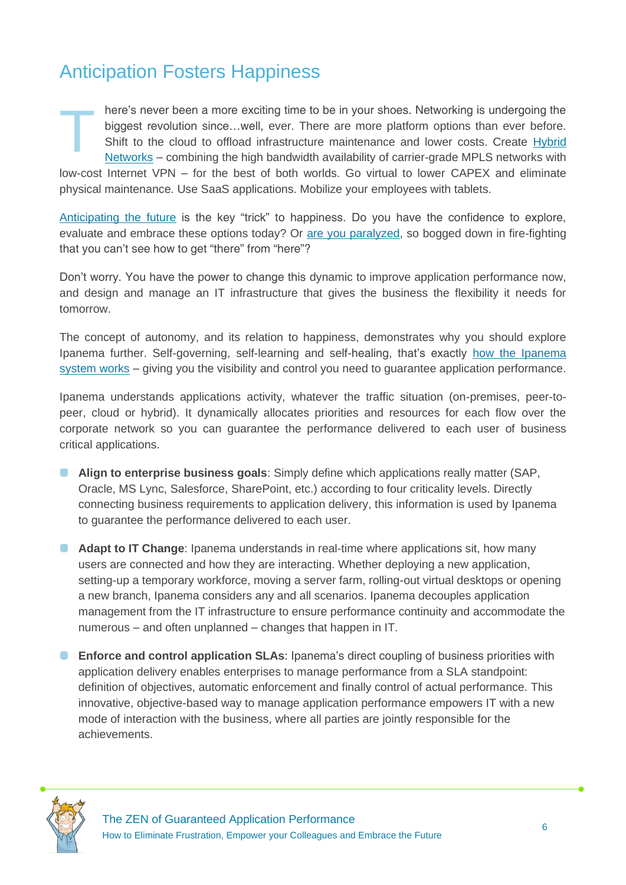## Anticipation Fosters Happiness

There's never been a more exciting time to be in your shoes. Networking is undergoing the biggest revolution since…well, ever. There are more platform options than ever before. Shift to the cloud to offload infrastructure maintenance and lower costs. Create Hybrid Networks – combining the high bandwidth availability of carrier-grade MPLS networks with low-cost Internet VPN – for the best of both worlds. Go virtual to lower CAPEX and eliminate physical maintenance. Use SaaS applications. Mobilize your employees with tablets.

Anticipating the future is the key "trick" to happiness. Do you have the confidence to explore, evaluate and embrace these options today? Or are you paralyzed, so bogged down in fire-fighting that you can't see how to get "there" from "here"?

Don't worry. You have the power to change this dynamic to improve application performance now, and design and manage an IT infrastructure that gives the business the flexibility it needs for tomorrow.

The concept of autonomy, and its relation to happiness, demonstrates why you should explore Ipanema further. Self-governing, self-learning and self-healing, that's exactly how the Ipanema system works – giving you the visibility and control you need to guarantee application performance.

Ipanema understands applications activity, whatever the traffic situation (on-premises, peer-to-peer, cloud or hybrid). It dynamically allocates priorities and resources for each flow over the corporate network so you can guarantee the performance delivered to each user of business critical applications.

- **Align to enterprise business goals**: Simply define which applications really matter (SAP, Oracle, MS Lync, Salesforce, SharePoint, etc.) according to four criticality levels. Directly connecting business requirements to application delivery, this information is used by Ipanema to guarantee the performance delivered to each user.

- **Adapt to IT Change**: Ipanema understands in real-time where applications sit, how many users are connected and how they are interacting. Whether deploying a new application, setting-up a temporary workforce, moving a server farm, rolling-out virtual desktops or opening a new branch, Ipanema considers any and all scenarios. Ipanema decouples application management from the IT infrastructure to ensure performance continuity and accommodate the numerous – and often unplanned – changes that happen in IT.

- **Enforce and control application SLAs**: Ipanema's direct coupling of business priorities with application delivery enables enterprises to manage performance from a SLA standpoint: definition of objectives, automatic enforcement and finally control of actual performance. This innovative, objective-based way to manage application performance empowers IT with a new mode of interaction with the business, where all parties are jointly responsible for the achievements.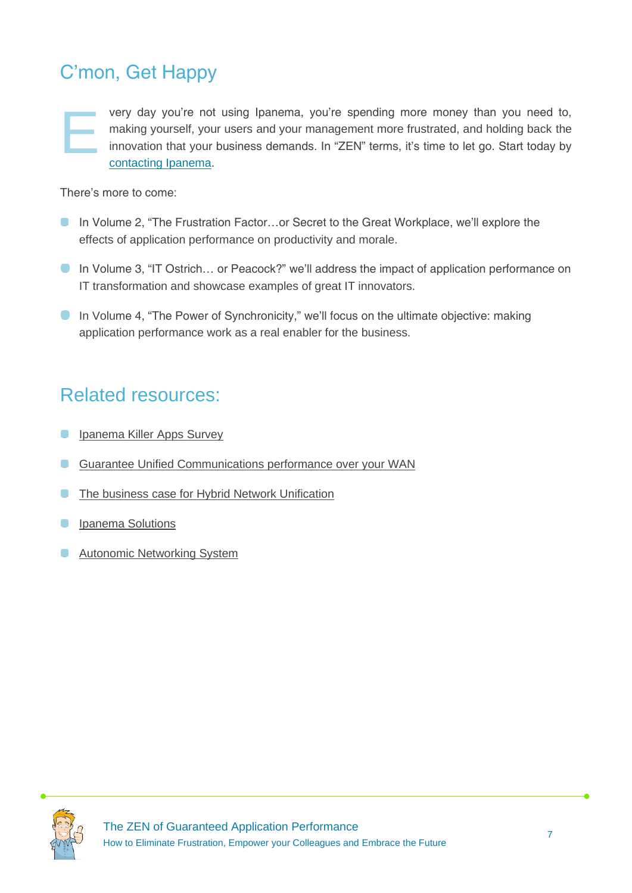## C'mon, Get Happy

Every day you're not using Ipanema, you're spending more money than you need to, making yourself, your users and your management more frustrated, and holding back the innovation that your business demands. In "ZEN" terms, it's time to let go. Start today by contacting Ipanema.

There's more to come:

- In Volume 2, "The Frustration Factor…or Secret to the Great Workplace, we'll explore the effects of application performance on productivity and morale.
- In Volume 3, "IT Ostrich… or Peacock?" we'll address the impact of application performance on IT transformation and showcase examples of great IT innovators.
- In Volume 4, "The Power of Synchronicity," we'll focus on the ultimate objective: making application performance work as a real enabler for the business.

## Related resources:

- Ipanema Killer Apps Survey
- Guarantee Unified Communications performance over your WAN
- The business case for Hybrid Network Unification
- Ipanema Solutions
- Autonomic Networking System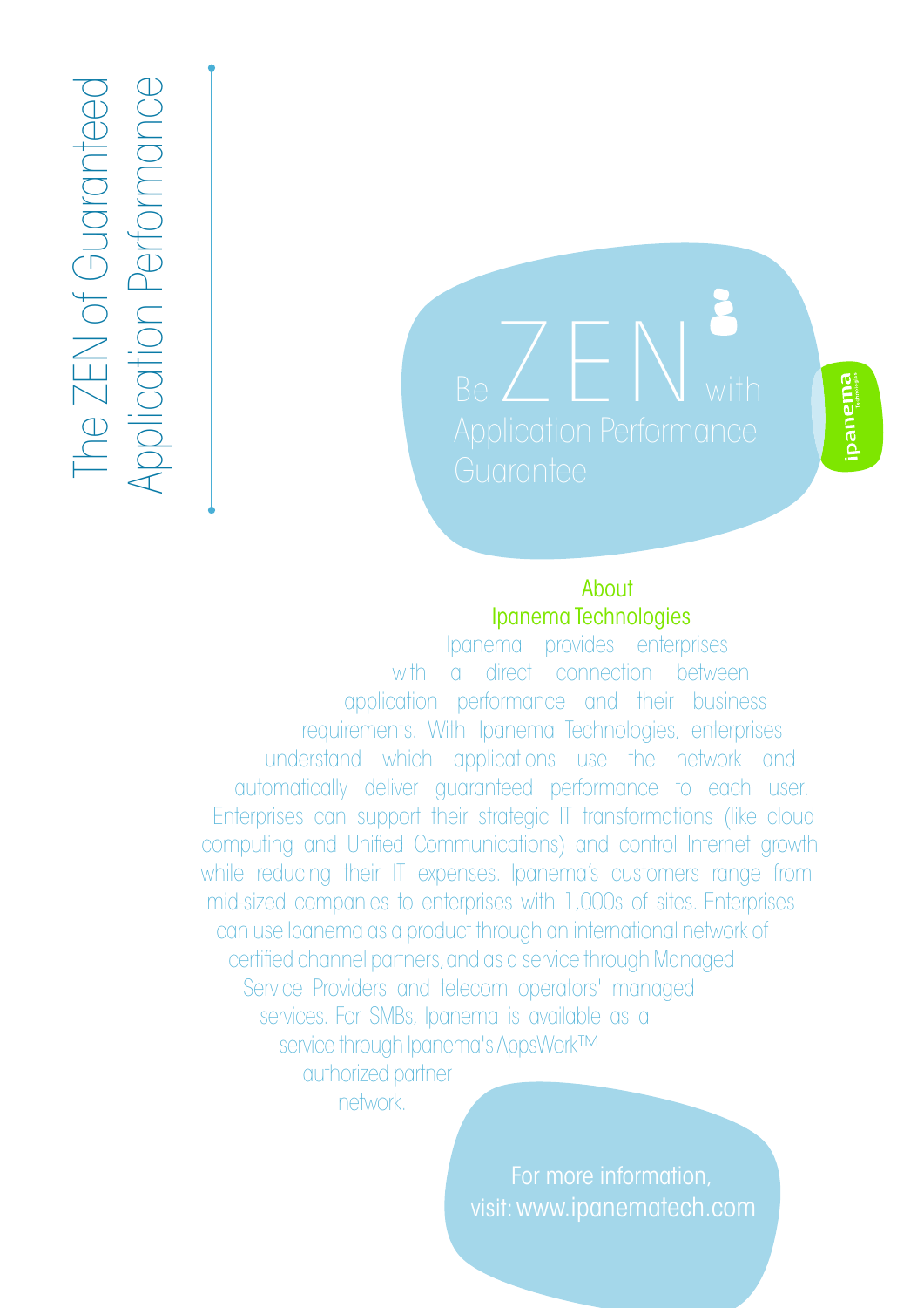# The ZEN of Guaranteed Application Performance

## Be ZEN with Application Performance Guarantee

ipanema Technologies

## About Ipanema Technologies

Ipanema provides enterprises with a direct connection between application performance and their business requirements. With Ipanema Technologies, enterprises understand which applications use the network and automatically deliver guaranteed performance to each user. Enterprises can support their strategic IT transformations (like cloud computing and Unified Communications) and control Internet growth while reducing their IT expenses. Ipanema's customers range from mid-sized companies to enterprises with 1,000s of sites. Enterprises can use Ipanema as a product through an international network of certified channel partners, and as a service through Managed Service Providers and telecom operators' managed services. For SMBs, Ipanema is available as a service through Ipanema's AppsWork™ authorized partner network.

For more information, visit: www.ipanematech.com